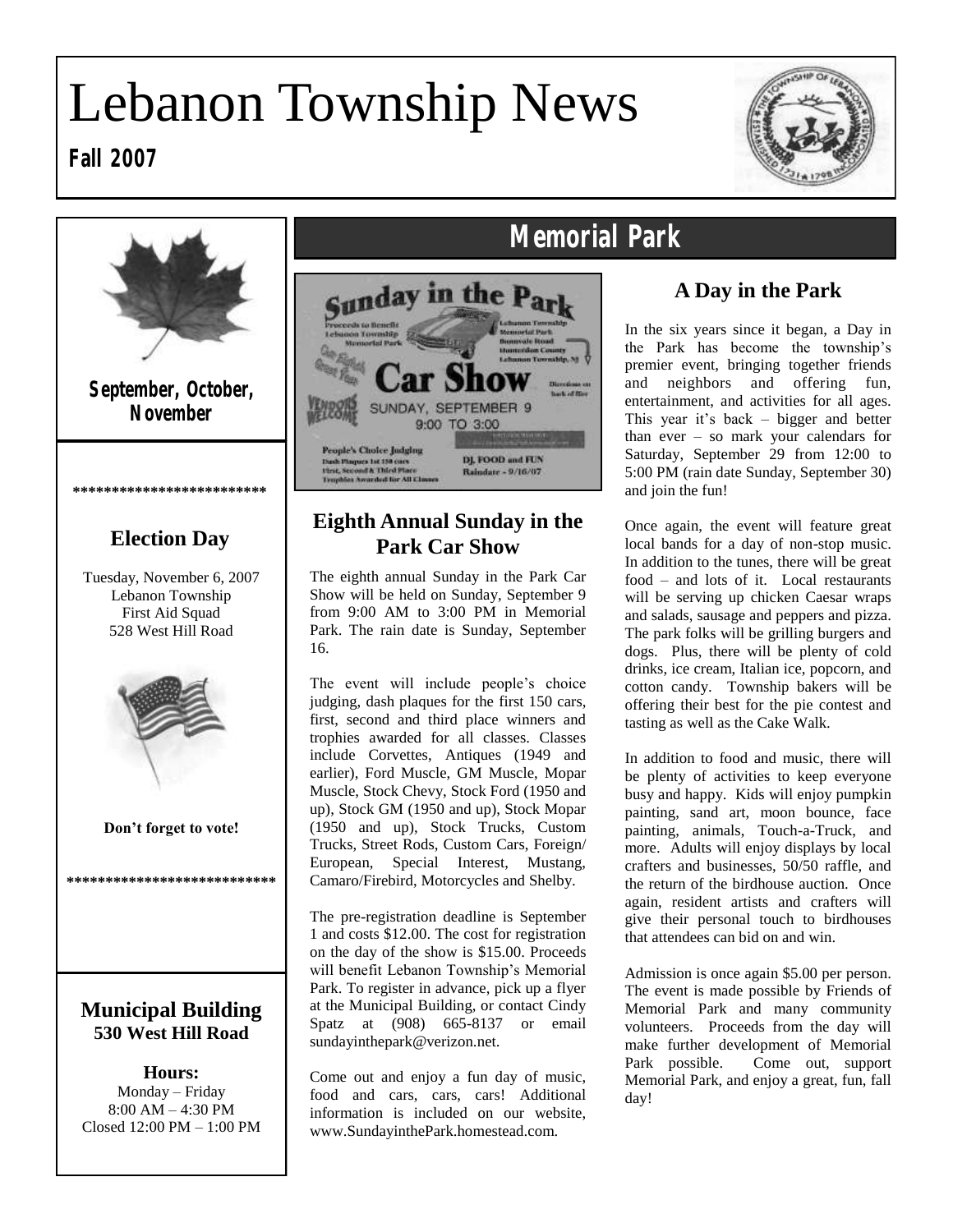# Lebanon Township News

**Fall 2007**

**September, October, November**

*************************

## Election Day

Tuesday, November 6, 2007
Lebanon Township
First Aid Squad
528 West Hill Road

**Don't forget to vote!**

***************************

## Municipal Building
**530 West Hill Road**

**Hours:**
Monday – Friday
8:00 AM – 4:30 PM
Closed 12:00 PM – 1:00 PM

# Memorial Park

Sunday in the Park
Proceeds to Benefit Lebanon Township Memorial Park
Lebanon Township Memorial Park
Bunnvale Road
Hunterdon County
Lebanon Township, NJ
Car Show
Directions on back of flier
Vendors Welcome
SUNDAY, SEPTEMBER 9
9:00 TO 3:00
People's Choice Judging
Dash Plaques 1st 150 cars
First, Second & Third Place
Trophies Awarded for All Classes
DJ, FOOD and FUN
Raindate - 9/16/07

## Eighth Annual Sunday in the Park Car Show

The eighth annual Sunday in the Park Car Show will be held on Sunday, September 9 from 9:00 AM to 3:00 PM in Memorial Park. The rain date is Sunday, September 16.

The event will include people's choice judging, dash plaques for the first 150 cars, first, second and third place winners and trophies awarded for all classes. Classes include Corvettes, Antiques (1949 and earlier), Ford Muscle, GM Muscle, Mopar Muscle, Stock Chevy, Stock Ford (1950 and up), Stock GM (1950 and up), Stock Mopar (1950 and up), Stock Trucks, Custom Trucks, Street Rods, Custom Cars, Foreign/ European, Special Interest, Mustang, Camaro/Firebird, Motorcycles and Shelby.

The pre-registration deadline is September 1 and costs $12.00. The cost for registration on the day of the show is $15.00. Proceeds will benefit Lebanon Township's Memorial Park. To register in advance, pick up a flyer at the Municipal Building, or contact Cindy Spatz at (908) 665-8137 or email sundayinthepark@verizon.net.

Come out and enjoy a fun day of music, food and cars, cars, cars! Additional information is included on our website, www.SundayinthePark.homestead.com.

## A Day in the Park

In the six years since it began, a Day in the Park has become the township's premier event, bringing together friends and neighbors and offering fun, entertainment, and activities for all ages. This year it's back – bigger and better than ever – so mark your calendars for Saturday, September 29 from 12:00 to 5:00 PM (rain date Sunday, September 30) and join the fun!

Once again, the event will feature great local bands for a day of non-stop music. In addition to the tunes, there will be great food – and lots of it. Local restaurants will be serving up chicken Caesar wraps and salads, sausage and peppers and pizza. The park folks will be grilling burgers and dogs. Plus, there will be plenty of cold drinks, ice cream, Italian ice, popcorn, and cotton candy. Township bakers will be offering their best for the pie contest and tasting as well as the Cake Walk.

In addition to food and music, there will be plenty of activities to keep everyone busy and happy. Kids will enjoy pumpkin painting, sand art, moon bounce, face painting, animals, Touch-a-Truck, and more. Adults will enjoy displays by local crafters and businesses, 50/50 raffle, and the return of the birdhouse auction. Once again, resident artists and crafters will give their personal touch to birdhouses that attendees can bid on and win.

Admission is once again $5.00 per person. The event is made possible by Friends of Memorial Park and many community volunteers. Proceeds from the day will make further development of Memorial Park possible. Come out, support Memorial Park, and enjoy a great, fun, fall day!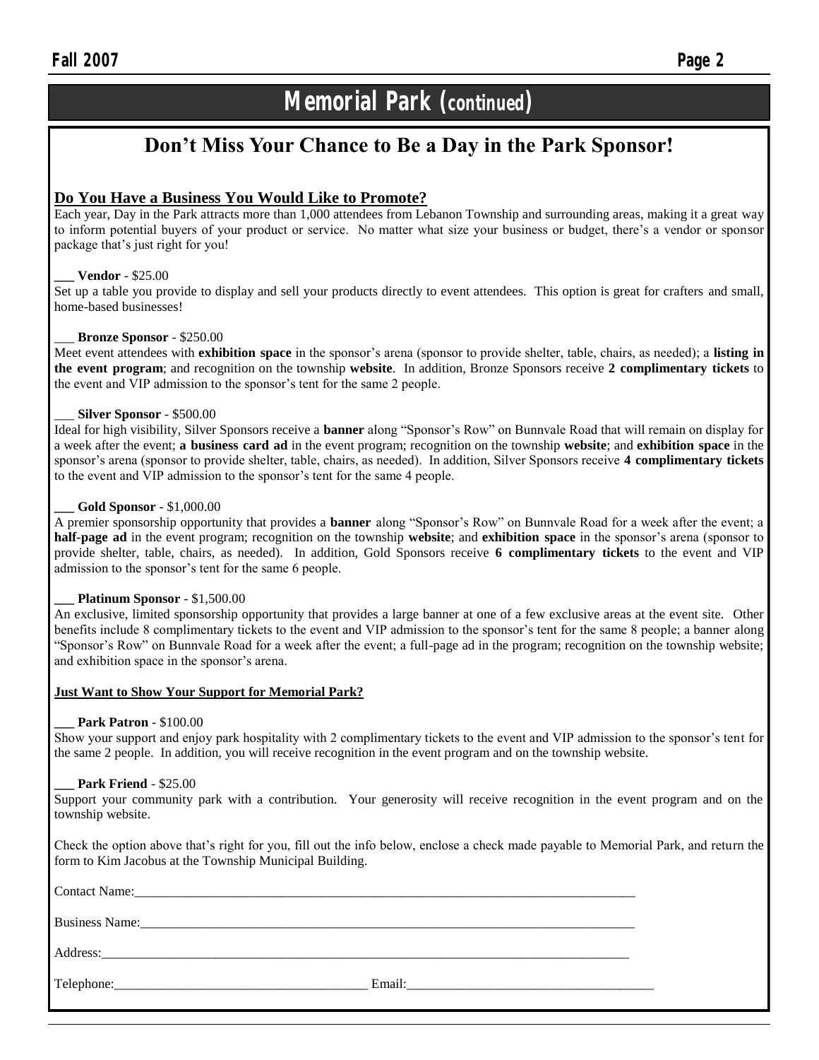# Memorial Park (continued)

## Don't Miss Your Chance to Be a Day in the Park Sponsor!

### Do You Have a Business You Would Like to Promote?

Each year, Day in the Park attracts more than 1,000 attendees from Lebanon Township and surrounding areas, making it a great way to inform potential buyers of your product or service. No matter what size your business or budget, there's a vendor or sponsor package that's just right for you!

___ **Vendor** - $25.00
Set up a table you provide to display and sell your products directly to event attendees. This option is great for crafters and small, home-based businesses!

___ **Bronze Sponsor** - $250.00
Meet event attendees with **exhibition space** in the sponsor's arena (sponsor to provide shelter, table, chairs, as needed); a **listing in the event program**; and recognition on the township **website**. In addition, Bronze Sponsors receive **2 complimentary tickets** to the event and VIP admission to the sponsor's tent for the same 2 people.

___ **Silver Sponsor** - $500.00
Ideal for high visibility, Silver Sponsors receive a **banner** along "Sponsor's Row" on Bunnvale Road that will remain on display for a week after the event; **a business card ad** in the event program; recognition on the township **website**; and **exhibition space** in the sponsor's arena (sponsor to provide shelter, table, chairs, as needed). In addition, Silver Sponsors receive **4 complimentary tickets** to the event and VIP admission to the sponsor's tent for the same 4 people.

___ **Gold Sponsor** - $1,000.00
A premier sponsorship opportunity that provides a **banner** along "Sponsor's Row" on Bunnvale Road for a week after the event; a **half-page ad** in the event program; recognition on the township **website**; and **exhibition space** in the sponsor's arena (sponsor to provide shelter, table, chairs, as needed). In addition, Gold Sponsors receive **6 complimentary tickets** to the event and VIP admission to the sponsor's tent for the same 6 people.

___ **Platinum Sponsor** - $1,500.00
An exclusive, limited sponsorship opportunity that provides a large banner at one of a few exclusive areas at the event site. Other benefits include 8 complimentary tickets to the event and VIP admission to the sponsor's tent for the same 8 people; a banner along "Sponsor's Row" on Bunnvale Road for a week after the event; a full-page ad in the program; recognition on the township website; and exhibition space in the sponsor's arena.

**Just Want to Show Your Support for Memorial Park?**

___ **Park Patron** - $100.00
Show your support and enjoy park hospitality with 2 complimentary tickets to the event and VIP admission to the sponsor's tent for the same 2 people. In addition, you will receive recognition in the event program and on the township website.

___ **Park Friend** - $25.00
Support your community park with a contribution. Your generosity will receive recognition in the event program and on the township website.

Check the option above that's right for you, fill out the info below, enclose a check made payable to Memorial Park, and return the form to Kim Jacobus at the Township Municipal Building.

Contact Name:______________________________________________

Business Name:_____________________________________________

Address:__________________________________________________

Telephone:_________________________ Email:_________________________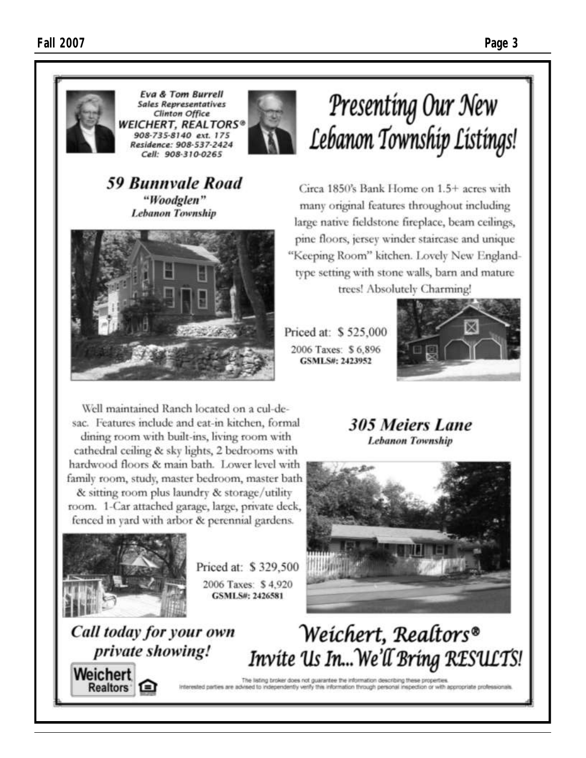Eva & Tom Burrell
Sales Representatives
Clinton Office
WEICHERT, REALTORS®
908-735-8140 ext. 175
Residence: 908-537-2424
Cell: 908-310-0265

# Presenting Our New Lebanon Township Listings!

## 59 Bunnvale Road

*"Woodglen"*
*Lebanon Township*

Circa 1850's Bank Home on 1.5+ acres with many original features throughout including large native fieldstone fireplace, beam ceilings, pine floors, jersey winder staircase and unique "Keeping Room" kitchen. Lovely New England-type setting with stone walls, barn and mature trees! Absolutely Charming!

Priced at: $ 525,000
2006 Taxes: $ 6,896
**GSMLS#: 2423952**

## 305 Meiers Lane

*Lebanon Township*

Well maintained Ranch located on a cul-de-sac. Features include and eat-in kitchen, formal dining room with built-ins, living room with cathedral ceiling & sky lights, 2 bedrooms with hardwood floors & main bath. Lower level with family room, study, master bedroom, master bath & sitting room plus laundry & storage/utility room. 1-Car attached garage, large, private deck, fenced in yard with arbor & perennial gardens.

Priced at: $ 329,500
2006 Taxes: $ 4,920
**GSMLS#: 2426581**

***Call today for your own private showing!***

Weichert Realtors

## Weichert, Realtors® Invite Us In...We'll Bring RESULTS!

The listing broker does not guarantee the information describing these properties. Interested parties are advised to independently verify this information through personal inspection or with appropriate professionals.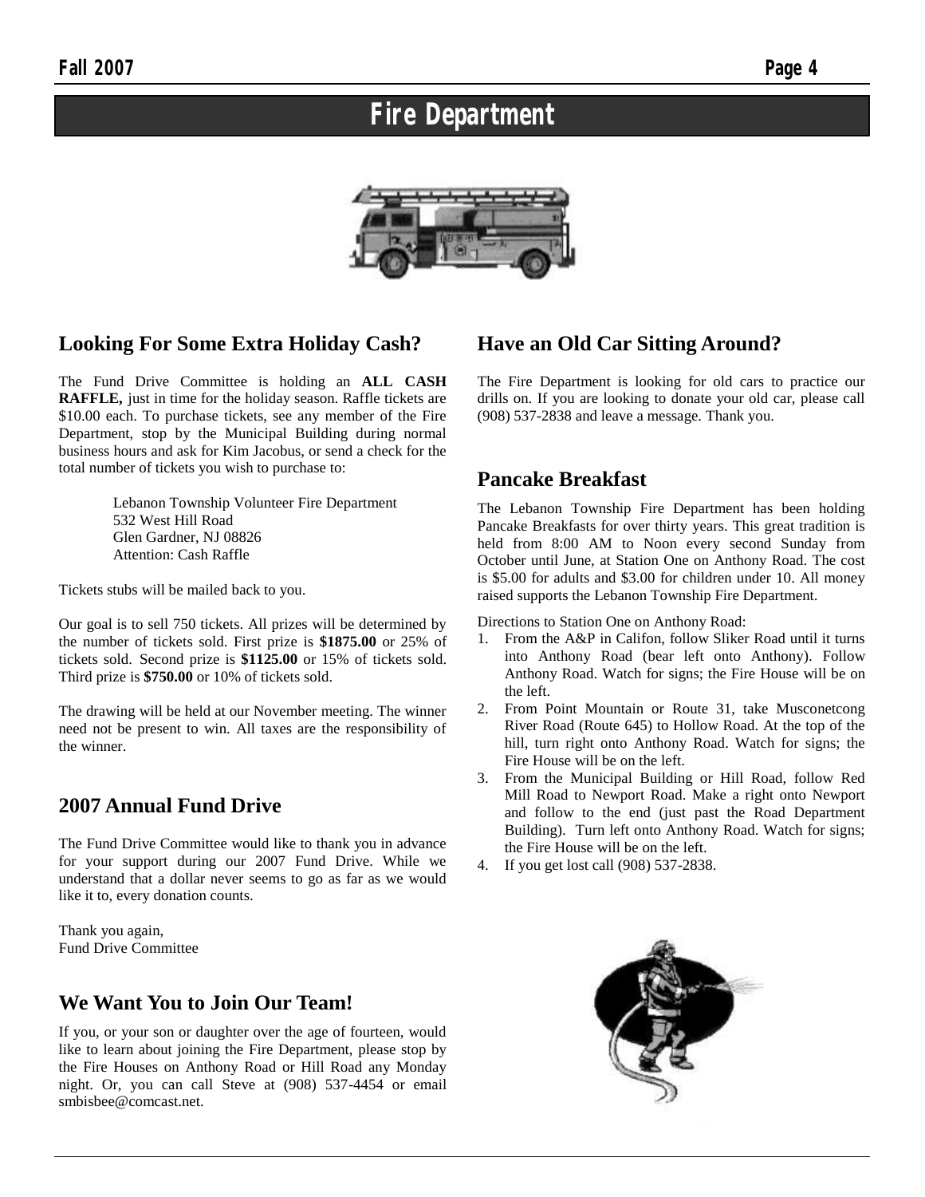# Fire Department

## Looking For Some Extra Holiday Cash?

The Fund Drive Committee is holding an **ALL CASH RAFFLE,** just in time for the holiday season. Raffle tickets are $10.00 each. To purchase tickets, see any member of the Fire Department, stop by the Municipal Building during normal business hours and ask for Kim Jacobus, or send a check for the total number of tickets you wish to purchase to:

Lebanon Township Volunteer Fire Department
532 West Hill Road
Glen Gardner, NJ 08826
Attention: Cash Raffle

Tickets stubs will be mailed back to you.

Our goal is to sell 750 tickets. All prizes will be determined by the number of tickets sold. First prize is **$1875.00** or 25% of tickets sold. Second prize is **$1125.00** or 15% of tickets sold. Third prize is **$750.00** or 10% of tickets sold.

The drawing will be held at our November meeting. The winner need not be present to win. All taxes are the responsibility of the winner.

## 2007 Annual Fund Drive

The Fund Drive Committee would like to thank you in advance for your support during our 2007 Fund Drive. While we understand that a dollar never seems to go as far as we would like it to, every donation counts.

Thank you again,
Fund Drive Committee

## We Want You to Join Our Team!

If you, or your son or daughter over the age of fourteen, would like to learn about joining the Fire Department, please stop by the Fire Houses on Anthony Road or Hill Road any Monday night. Or, you can call Steve at (908) 537-4454 or email smbisbee@comcast.net.

## Have an Old Car Sitting Around?

The Fire Department is looking for old cars to practice our drills on. If you are looking to donate your old car, please call (908) 537-2838 and leave a message. Thank you.

## Pancake Breakfast

The Lebanon Township Fire Department has been holding Pancake Breakfasts for over thirty years. This great tradition is held from 8:00 AM to Noon every second Sunday from October until June, at Station One on Anthony Road. The cost is $5.00 for adults and $3.00 for children under 10. All money raised supports the Lebanon Township Fire Department.

Directions to Station One on Anthony Road:

1. From the A&P in Califon, follow Sliker Road until it turns into Anthony Road (bear left onto Anthony). Follow Anthony Road. Watch for signs; the Fire House will be on the left.
2. From Point Mountain or Route 31, take Musconetcong River Road (Route 645) to Hollow Road. At the top of the hill, turn right onto Anthony Road. Watch for signs; the Fire House will be on the left.
3. From the Municipal Building or Hill Road, follow Red Mill Road to Newport Road. Make a right onto Newport and follow to the end (just past the Road Department Building). Turn left onto Anthony Road. Watch for signs; the Fire House will be on the left.
4. If you get lost call (908) 537-2838.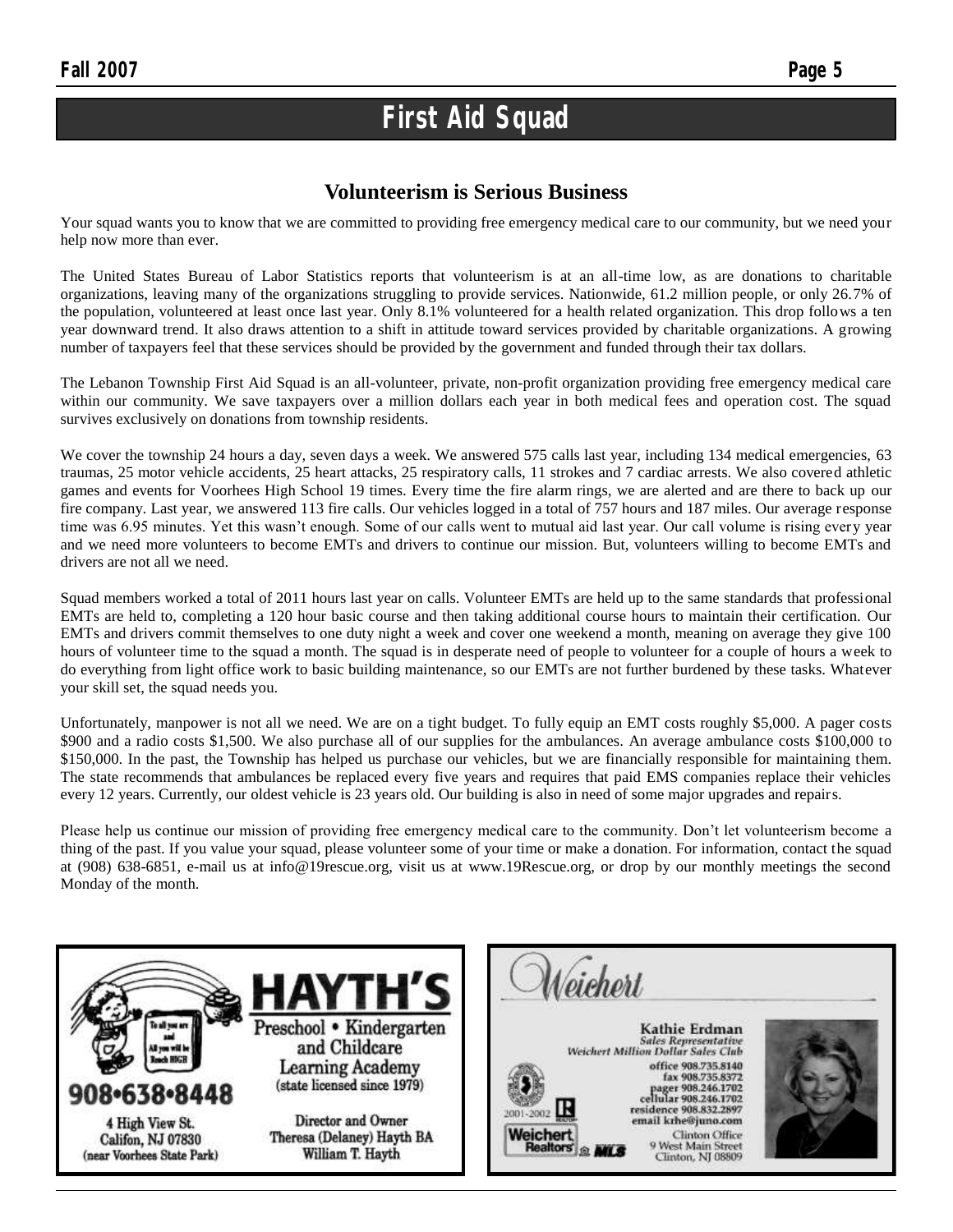# First Aid Squad

## Volunteerism is Serious Business

Your squad wants you to know that we are committed to providing free emergency medical care to our community, but we need your help now more than ever.

The United States Bureau of Labor Statistics reports that volunteerism is at an all-time low, as are donations to charitable organizations, leaving many of the organizations struggling to provide services. Nationwide, 61.2 million people, or only 26.7% of the population, volunteered at least once last year. Only 8.1% volunteered for a health related organization. This drop follows a ten year downward trend. It also draws attention to a shift in attitude toward services provided by charitable organizations. A growing number of taxpayers feel that these services should be provided by the government and funded through their tax dollars.

The Lebanon Township First Aid Squad is an all-volunteer, private, non-profit organization providing free emergency medical care within our community. We save taxpayers over a million dollars each year in both medical fees and operation cost. The squad survives exclusively on donations from township residents.

We cover the township 24 hours a day, seven days a week. We answered 575 calls last year, including 134 medical emergencies, 63 traumas, 25 motor vehicle accidents, 25 heart attacks, 25 respiratory calls, 11 strokes and 7 cardiac arrests. We also covered athletic games and events for Voorhees High School 19 times. Every time the fire alarm rings, we are alerted and are there to back up our fire company. Last year, we answered 113 fire calls. Our vehicles logged in a total of 757 hours and 187 miles. Our average response time was 6.95 minutes. Yet this wasn't enough. Some of our calls went to mutual aid last year. Our call volume is rising every year and we need more volunteers to become EMTs and drivers to continue our mission. But, volunteers willing to become EMTs and drivers are not all we need.

Squad members worked a total of 2011 hours last year on calls. Volunteer EMTs are held up to the same standards that professional EMTs are held to, completing a 120 hour basic course and then taking additional course hours to maintain their certification. Our EMTs and drivers commit themselves to one duty night a week and cover one weekend a month, meaning on average they give 100 hours of volunteer time to the squad a month. The squad is in desperate need of people to volunteer for a couple of hours a week to do everything from light office work to basic building maintenance, so our EMTs are not further burdened by these tasks. Whatever your skill set, the squad needs you.

Unfortunately, manpower is not all we need. We are on a tight budget. To fully equip an EMT costs roughly $5,000. A pager costs $900 and a radio costs $1,500. We also purchase all of our supplies for the ambulances. An average ambulance costs $100,000 to $150,000. In the past, the Township has helped us purchase our vehicles, but we are financially responsible for maintaining them. The state recommends that ambulances be replaced every five years and requires that paid EMS companies replace their vehicles every 12 years. Currently, our oldest vehicle is 23 years old. Our building is also in need of some major upgrades and repairs.

Please help us continue our mission of providing free emergency medical care to the community. Don't let volunteerism become a thing of the past. If you value your squad, please volunteer some of your time or make a donation. For information, contact the squad at (908) 638-6851, e-mail us at info@19rescue.org, visit us at www.19Rescue.org, or drop by our monthly meetings the second Monday of the month.

---

To all you are and All you will be Reach HIGH

**908•638•8448**

4 High View St.
Califon, NJ 07830
(near Voorhees State Park)

**HAYTH'S**

Preschool • Kindergarten and Childcare Learning Academy
(state licensed since 1979)

Director and Owner
Theresa (Delaney) Hayth BA
William T. Hayth

---

*Weichert*

**Kathie Erdman**
*Sales Representative*
*Weichert Million Dollar Sales Club*

office 908.735.8140
fax 908.735.8372
pager 908.246.1702
cellular 908.246.1702
residence 908.832.2897
email krhe@juno.com

Clinton Office
9 West Main Street
Clinton, NJ 08809

2001-2002

Weichert Realtors MLS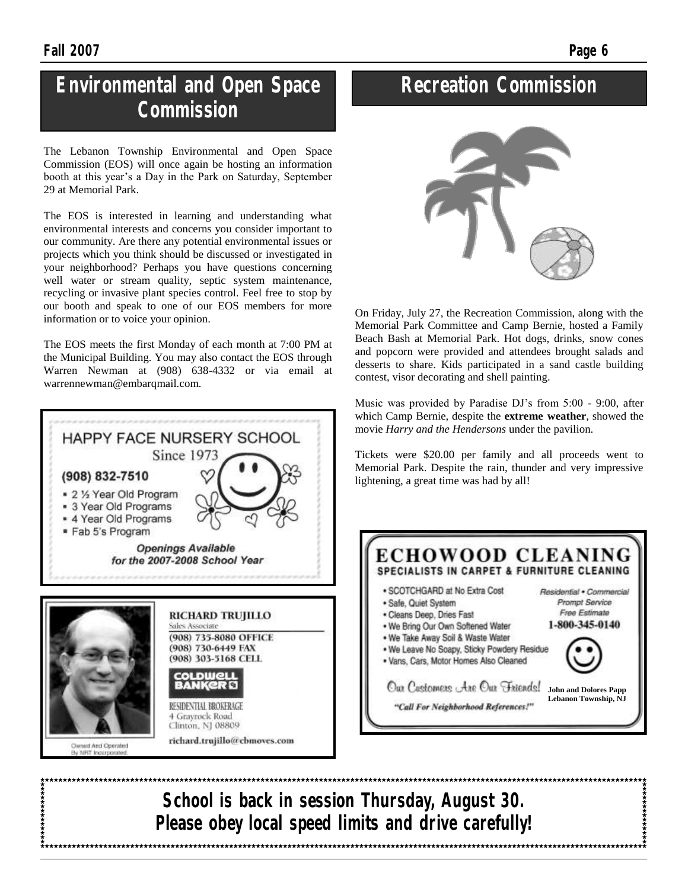## Environmental and Open Space Commission

The Lebanon Township Environmental and Open Space Commission (EOS) will once again be hosting an information booth at this year's a Day in the Park on Saturday, September 29 at Memorial Park.

The EOS is interested in learning and understanding what environmental interests and concerns you consider important to our community. Are there any potential environmental issues or projects which you think should be discussed or investigated in your neighborhood? Perhaps you have questions concerning well water or stream quality, septic system maintenance, recycling or invasive plant species control. Feel free to stop by our booth and speak to one of our EOS members for more information or to voice your opinion.

The EOS meets the first Monday of each month at 7:00 PM at the Municipal Building. You may also contact the EOS through Warren Newman at (908) 638-4332 or via email at warrennewman@embarqmail.com.

HAPPY FACE NURSERY SCHOOL
Since 1973
(908) 832-7510

- 2 ½ Year Old Program
- 3 Year Old Programs
- 4 Year Old Programs
- Fab 5's Program

*Openings Available for the 2007-2008 School Year*

RICHARD TRUJILLO
Sales Associate
(908) 735-8080 OFFICE
(908) 730-6449 FAX
(908) 303-5168 CELL
COLDWELL BANKER
RESIDENTIAL BROKERAGE
4 Grayrock Road
Clinton, NJ 08809
richard.trujillo@cbmoves.com
Owned And Operated By NRT Incorporated.

## Recreation Commission

On Friday, July 27, the Recreation Commission, along with the Memorial Park Committee and Camp Bernie, hosted a Family Beach Bash at Memorial Park. Hot dogs, drinks, snow cones and popcorn were provided and attendees brought salads and desserts to share. Kids participated in a sand castle building contest, visor decorating and shell painting.

Music was provided by Paradise DJ's from 5:00 - 9:00, after which Camp Bernie, despite the **extreme weather**, showed the movie *Harry and the Hendersons* under the pavilion.

Tickets were $20.00 per family and all proceeds went to Memorial Park. Despite the rain, thunder and very impressive lightening, a great time was had by all!

ECHOWOOD CLEANING
SPECIALISTS IN CARPET & FURNITURE CLEANING

- SCOTCHGARD at No Extra Cost
- Safe, Quiet System
- Cleans Deep, Dries Fast
- We Bring Our Own Softened Water
- We Take Away Soil & Waste Water
- We Leave No Soapy, Sticky Powdery Residue
- Vans, Cars, Motor Homes Also Cleaned

*Residential • Commercial*
*Prompt Service*
*Free Estimate*
1-800-345-0140

Our Customers Are Our Friends!
*"Call For Neighborhood References!"*
**John and Dolores Papp**
**Lebanon Township, NJ**

**School is back in session Thursday, August 30.**
**Please obey local speed limits and drive carefully!**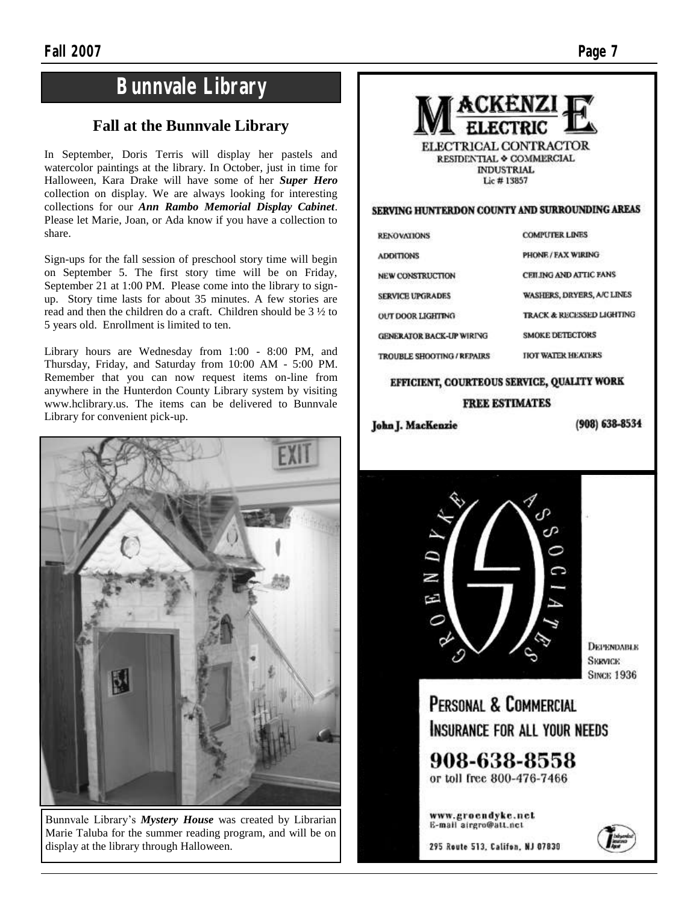# Bunnvale Library

## Fall at the Bunnvale Library

In September, Doris Terris will display her pastels and watercolor paintings at the library. In October, just in time for Halloween, Kara Drake will have some of her ***Super Hero*** collection on display. We are always looking for interesting collections for our ***Ann Rambo Memorial Display Cabinet***. Please let Marie, Joan, or Ada know if you have a collection to share.

Sign-ups for the fall session of preschool story time will begin on September 5. The first story time will be on Friday, September 21 at 1:00 PM. Please come into the library to sign-up. Story time lasts for about 35 minutes. A few stories are read and then the children do a craft. Children should be 3 ½ to 5 years old. Enrollment is limited to ten.

Library hours are Wednesday from 1:00 - 8:00 PM, and Thursday, Friday, and Saturday from 10:00 AM - 5:00 PM. Remember that you can now request items on-line from anywhere in the Hunterdon County Library system by visiting www.hclibrary.us. The items can be delivered to Bunnvale Library for convenient pick-up.

Bunnvale Library's ***Mystery House*** was created by Librarian Marie Taluba for the summer reading program, and will be on display at the library through Halloween.

**MACKENZIE ELECTRIC**

ELECTRICAL CONTRACTOR
RESIDENTIAL ❖ COMMERCIAL
INDUSTRIAL
Lic # 13857

**SERVING HUNTERDON COUNTY AND SURROUNDING AREAS**

| | |
|---|---|
| RENOVATIONS | COMPUTER LINES |
| ADDITIONS | PHONE / FAX WIRING |
| NEW CONSTRUCTION | CEILING AND ATTIC FANS |
| SERVICE UPGRADES | WASHERS, DRYERS, A/C LINES |
| OUT DOOR LIGHTING | TRACK & RECESSED LIGHTING |
| GENERATOR BACK-UP WIRING | SMOKE DETECTORS |
| TROUBLE SHOOTING / REPAIRS | HOT WATER HEATERS |

**EFFICIENT, COURTEOUS SERVICE, QUALITY WORK**

**FREE ESTIMATES**

**John J. MacKenzie** (908) 638-8534

GROENDYKE ASSOCIATES

DEPENDABLE SERVICE SINCE 1936

PERSONAL & COMMERCIAL INSURANCE FOR ALL YOUR NEEDS

**908-638-8558**
or toll free 800-476-7466

www.groendyke.net
E-mail airgro@att.net

295 Route 513, Califon, NJ 07830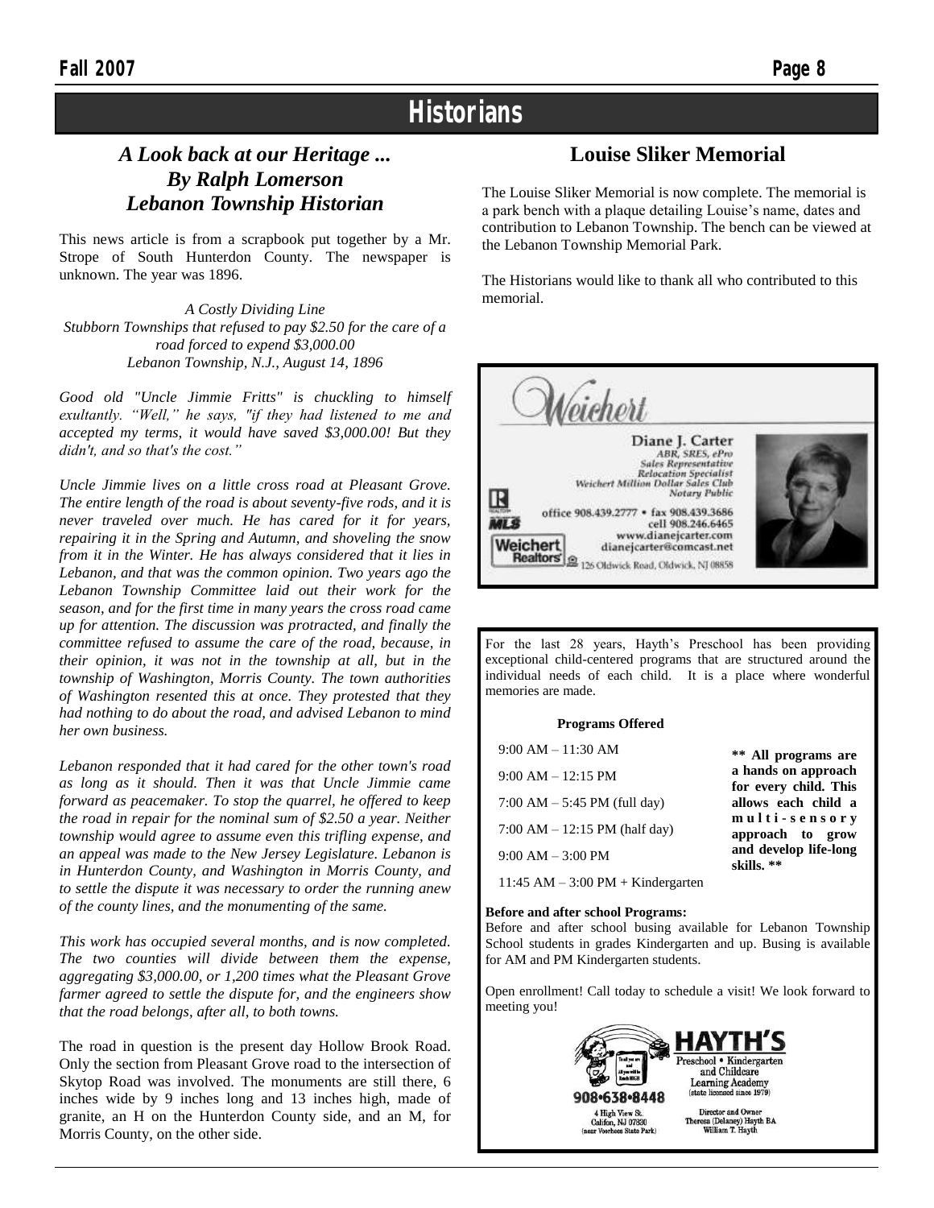# Historians

## *A Look back at our Heritage ... By Ralph Lomerson Lebanon Township Historian*

This news article is from a scrapbook put together by a Mr. Strope of South Hunterdon County. The newspaper is unknown. The year was 1896.

*A Costly Dividing Line*
*Stubborn Townships that refused to pay $2.50 for the care of a road forced to expend $3,000.00*
*Lebanon Township, N.J., August 14, 1896*

*Good old "Uncle Jimmie Fritts" is chuckling to himself exultantly. "Well," he says, "if they had listened to me and accepted my terms, it would have saved $3,000.00! But they didn't, and so that's the cost."*

*Uncle Jimmie lives on a little cross road at Pleasant Grove. The entire length of the road is about seventy-five rods, and it is never traveled over much. He has cared for it for years, repairing it in the Spring and Autumn, and shoveling the snow from it in the Winter. He has always considered that it lies in Lebanon, and that was the common opinion. Two years ago the Lebanon Township Committee laid out their work for the season, and for the first time in many years the cross road came up for attention. The discussion was protracted, and finally the committee refused to assume the care of the road, because, in their opinion, it was not in the township at all, but in the township of Washington, Morris County. The town authorities of Washington resented this at once. They protested that they had nothing to do about the road, and advised Lebanon to mind her own business.*

*Lebanon responded that it had cared for the other town's road as long as it should. Then it was that Uncle Jimmie came forward as peacemaker. To stop the quarrel, he offered to keep the road in repair for the nominal sum of $2.50 a year. Neither township would agree to assume even this trifling expense, and an appeal was made to the New Jersey Legislature. Lebanon is in Hunterdon County, and Washington in Morris County, and to settle the dispute it was necessary to order the running anew of the county lines, and the monumenting of the same.*

*This work has occupied several months, and is now completed. The two counties will divide between them the expense, aggregating $3,000.00, or 1,200 times what the Pleasant Grove farmer agreed to settle the dispute for, and the engineers show that the road belongs, after all, to both towns.*

The road in question is the present day Hollow Brook Road. Only the section from Pleasant Grove road to the intersection of Skytop Road was involved. The monuments are still there, 6 inches wide by 9 inches long and 13 inches high, made of granite, an H on the Hunterdon County side, and an M, for Morris County, on the other side.

## Louise Sliker Memorial

The Louise Sliker Memorial is now complete. The memorial is a park bench with a plaque detailing Louise's name, dates and contribution to Lebanon Township. The bench can be viewed at the Lebanon Township Memorial Park.

The Historians would like to thank all who contributed to this memorial.

---

Weichert

**Diane J. Carter**
ABR, SRES, ePro
Sales Representative
Relocation Specialist
Weichert Million Dollar Sales Club
Notary Public

office 908.439.2777 • fax 908.439.3686
cell 908.246.6465
www.dianejcarter.com
dianejcarter@comcast.net

Weichert Realtors
126 Oldwick Road, Oldwick, NJ 08858

---

For the last 28 years, Hayth's Preschool has been providing exceptional child-centered programs that are structured around the individual needs of each child. It is a place where wonderful memories are made.

**Programs Offered**

- 9:00 AM – 11:30 AM
- 9:00 AM – 12:15 PM
- 7:00 AM – 5:45 PM (full day)
- 7:00 AM – 12:15 PM (half day)
- 9:00 AM – 3:00 PM
- 11:45 AM – 3:00 PM + Kindergarten

**\*\* All programs are a hands on approach for every child. This allows each child a multi-sensory approach to grow and develop life-long skills. \*\***

**Before and after school Programs:**
Before and after school busing available for Lebanon Township School students in grades Kindergarten and up. Busing is available for AM and PM Kindergarten students.

Open enrollment! Call today to schedule a visit! We look forward to meeting you!

**HAYTH'S**
Preschool • Kindergarten and Childcare
Learning Academy
(state licensed since 1979)

908•638•8448
4 High View St.
Califon, NJ 07830
(near Voorhees State Park)

Director and Owner
Theresa (Delaney) Hayth BA
William T. Hayth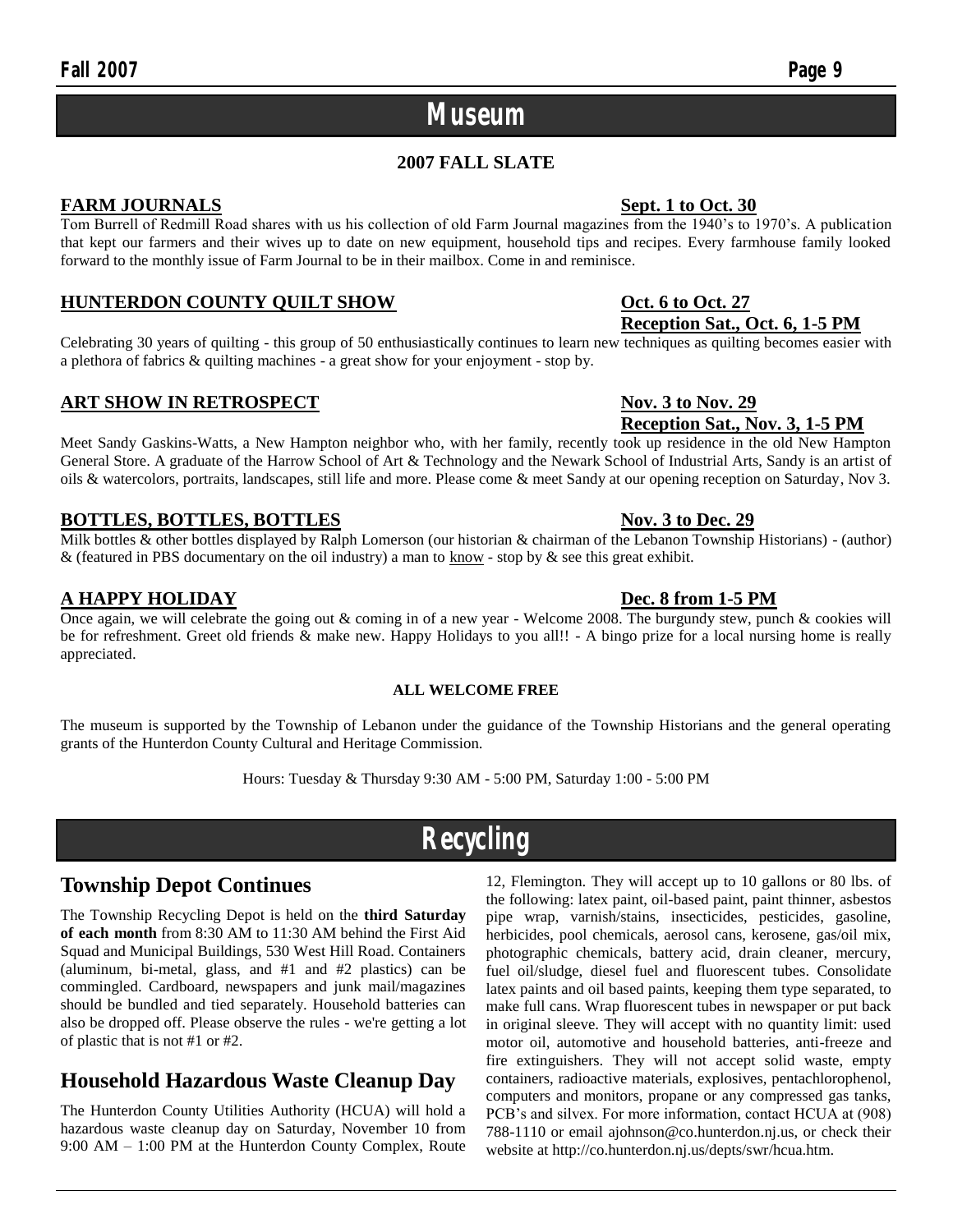# Museum

**2007 FALL SLATE**

**FARM JOURNALS** — **Sept. 1 to Oct. 30**

Tom Burrell of Redmill Road shares with us his collection of old Farm Journal magazines from the 1940's to 1970's. A publication that kept our farmers and their wives up to date on new equipment, household tips and recipes. Every farmhouse family looked forward to the monthly issue of Farm Journal to be in their mailbox. Come in and reminisce.

**HUNTERDON COUNTY QUILT SHOW** — **Oct. 6 to Oct. 27**
**Reception Sat., Oct. 6, 1-5 PM**

Celebrating 30 years of quilting - this group of 50 enthusiastically continues to learn new techniques as quilting becomes easier with a plethora of fabrics & quilting machines - a great show for your enjoyment - stop by.

**ART SHOW IN RETROSPECT** — **Nov. 3 to Nov. 29**
**Reception Sat., Nov. 3, 1-5 PM**

Meet Sandy Gaskins-Watts, a New Hampton neighbor who, with her family, recently took up residence in the old New Hampton General Store. A graduate of the Harrow School of Art & Technology and the Newark School of Industrial Arts, Sandy is an artist of oils & watercolors, portraits, landscapes, still life and more. Please come & meet Sandy at our opening reception on Saturday, Nov 3.

**BOTTLES, BOTTLES, BOTTLES** — **Nov. 3 to Dec. 29**

Milk bottles & other bottles displayed by Ralph Lomerson (our historian & chairman of the Lebanon Township Historians) - (author) & (featured in PBS documentary on the oil industry) a man to know - stop by & see this great exhibit.

**A HAPPY HOLIDAY** — **Dec. 8 from 1-5 PM**

Once again, we will celebrate the going out & coming in of a new year - Welcome 2008. The burgundy stew, punch & cookies will be for refreshment. Greet old friends & make new. Happy Holidays to you all!! - A bingo prize for a local nursing home is really appreciated.

**ALL WELCOME FREE**

The museum is supported by the Township of Lebanon under the guidance of the Township Historians and the general operating grants of the Hunterdon County Cultural and Heritage Commission.

Hours: Tuesday & Thursday 9:30 AM - 5:00 PM, Saturday 1:00 - 5:00 PM

# Recycling

## Township Depot Continues

The Township Recycling Depot is held on the **third Saturday of each month** from 8:30 AM to 11:30 AM behind the First Aid Squad and Municipal Buildings, 530 West Hill Road. Containers (aluminum, bi-metal, glass, and #1 and #2 plastics) can be commingled. Cardboard, newspapers and junk mail/magazines should be bundled and tied separately. Household batteries can also be dropped off. Please observe the rules - we're getting a lot of plastic that is not #1 or #2.

## Household Hazardous Waste Cleanup Day

The Hunterdon County Utilities Authority (HCUA) will hold a hazardous waste cleanup day on Saturday, November 10 from 9:00 AM – 1:00 PM at the Hunterdon County Complex, Route 12, Flemington. They will accept up to 10 gallons or 80 lbs. of the following: latex paint, oil-based paint, paint thinner, asbestos pipe wrap, varnish/stains, insecticides, pesticides, gasoline, herbicides, pool chemicals, aerosol cans, kerosene, gas/oil mix, photographic chemicals, battery acid, drain cleaner, mercury, fuel oil/sludge, diesel fuel and fluorescent tubes. Consolidate latex paints and oil based paints, keeping them type separated, to make full cans. Wrap fluorescent tubes in newspaper or put back in original sleeve. They will accept with no quantity limit: used motor oil, automotive and household batteries, anti-freeze and fire extinguishers. They will not accept solid waste, empty containers, radioactive materials, explosives, pentachlorophenol, computers and monitors, propane or any compressed gas tanks, PCB's and silvex. For more information, contact HCUA at (908) 788-1110 or email ajohnson@co.hunterdon.nj.us, or check their website at http://co.hunterdon.nj.us/depts/swr/hcua.htm.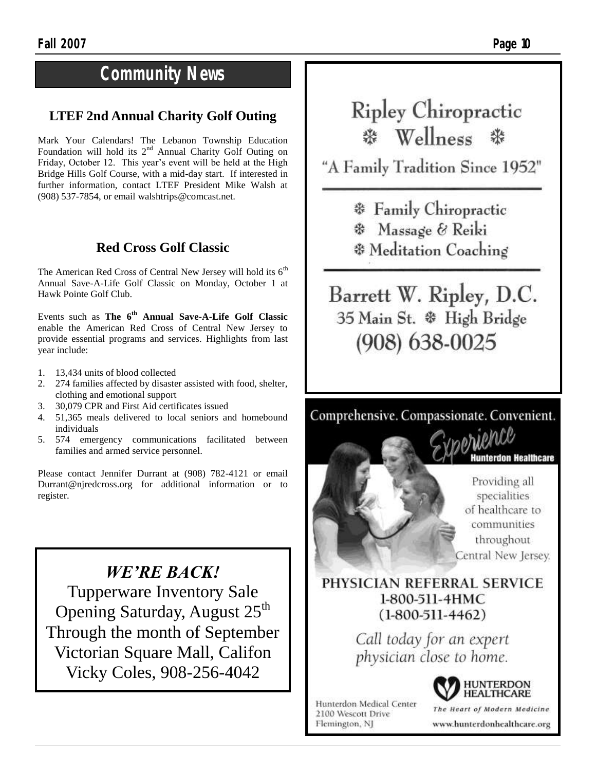## Community News

### LTEF 2nd Annual Charity Golf Outing

Mark Your Calendars! The Lebanon Township Education Foundation will hold its 2nd Annual Charity Golf Outing on Friday, October 12. This year's event will be held at the High Bridge Hills Golf Course, with a mid-day start. If interested in further information, contact LTEF President Mike Walsh at (908) 537-7854, or email walshtrips@comcast.net.

### Red Cross Golf Classic

The American Red Cross of Central New Jersey will hold its 6th Annual Save-A-Life Golf Classic on Monday, October 1 at Hawk Pointe Golf Club.

Events such as **The 6th Annual Save-A-Life Golf Classic** enable the American Red Cross of Central New Jersey to provide essential programs and services. Highlights from last year include:

1. 13,434 units of blood collected
2. 274 families affected by disaster assisted with food, shelter, clothing and emotional support
3. 30,079 CPR and First Aid certificates issued
4. 51,365 meals delivered to local seniors and homebound individuals
5. 574 emergency communications facilitated between families and armed service personnel.

Please contact Jennifer Durrant at (908) 782-4121 or email Durrant@njredcross.org for additional information or to register.

***WE'RE BACK!***

Tupperware Inventory Sale
Opening Saturday, August 25th
Through the month of September
Victorian Square Mall, Califon
Vicky Coles, 908-256-4042

Ripley Chiropractic
Wellness

"A Family Tradition Since 1952"

- Family Chiropractic
- Massage & Reiki
- Meditation Coaching

Barrett W. Ripley, D.C.
35 Main St. High Bridge
(908) 638-0025

Comprehensive. Compassionate. Convenient.

Experience Hunterdon Healthcare

Providing all specialities of healthcare to communities throughout Central New Jersey.

PHYSICIAN REFERRAL SERVICE
1-800-511-4HMC
(1-800-511-4462)

*Call today for an expert physician close to home.*

Hunterdon Medical Center
2100 Wescott Drive
Flemington, NJ

HUNTERDON HEALTHCARE
*The Heart of Modern Medicine*
www.hunterdonhealthcare.org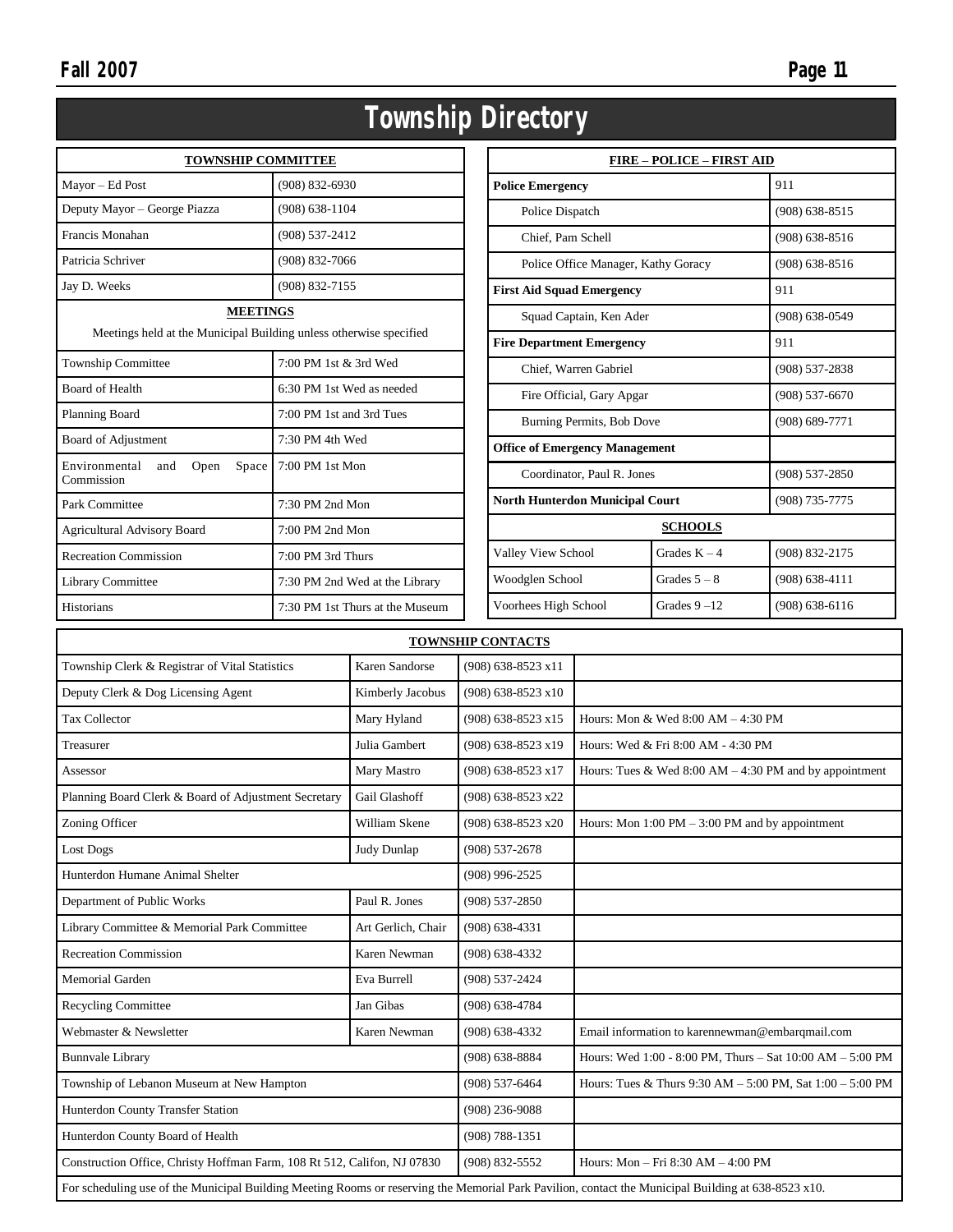# Township Directory

| TOWNSHIP COMMITTEE | |
|---|---|
| Mayor – Ed Post | (908) 832-6930 |
| Deputy Mayor – George Piazza | (908) 638-1104 |
| Francis Monahan | (908) 537-2412 |
| Patricia Schriver | (908) 832-7066 |
| Jay D. Weeks | (908) 832-7155 |

**MEETINGS**

Meetings held at the Municipal Building unless otherwise specified

| | |
|---|---|
| Township Committee | 7:00 PM 1st & 3rd Wed |
| Board of Health | 6:30 PM 1st Wed as needed |
| Planning Board | 7:00 PM 1st and 3rd Tues |
| Board of Adjustment | 7:30 PM 4th Wed |
| Environmental and Open Space Commission | 7:00 PM 1st Mon |
| Park Committee | 7:30 PM 2nd Mon |
| Agricultural Advisory Board | 7:00 PM 2nd Mon |
| Recreation Commission | 7:00 PM 3rd Thurs |
| Library Committee | 7:30 PM 2nd Wed at the Library |
| Historians | 7:30 PM 1st Thurs at the Museum |

| FIRE – POLICE – FIRST AID | |
|---|---|
| **Police Emergency** | 911 |
| Police Dispatch | (908) 638-8515 |
| Chief, Pam Schell | (908) 638-8516 |
| Police Office Manager, Kathy Goracy | (908) 638-8516 |
| **First Aid Squad Emergency** | 911 |
| Squad Captain, Ken Ader | (908) 638-0549 |
| **Fire Department Emergency** | 911 |
| Chief, Warren Gabriel | (908) 537-2838 |
| Fire Official, Gary Apgar | (908) 537-6670 |
| Burning Permits, Bob Dove | (908) 689-7771 |
| **Office of Emergency Management** | |
| Coordinator, Paul R. Jones | (908) 537-2850 |
| **North Hunterdon Municipal Court** | (908) 735-7775 |

| SCHOOLS | | |
|---|---|---|
| Valley View School | Grades K – 4 | (908) 832-2175 |
| Woodglen School | Grades 5 – 8 | (908) 638-4111 |
| Voorhees High School | Grades 9 –12 | (908) 638-6116 |

| TOWNSHIP CONTACTS | | | |
|---|---|---|---|
| Township Clerk & Registrar of Vital Statistics | Karen Sandorse | (908) 638-8523 x11 | |
| Deputy Clerk & Dog Licensing Agent | Kimberly Jacobus | (908) 638-8523 x10 | |
| Tax Collector | Mary Hyland | (908) 638-8523 x15 | Hours: Mon & Wed 8:00 AM – 4:30 PM |
| Treasurer | Julia Gambert | (908) 638-8523 x19 | Hours: Wed & Fri 8:00 AM - 4:30 PM |
| Assessor | Mary Mastro | (908) 638-8523 x17 | Hours: Tues & Wed 8:00 AM – 4:30 PM and by appointment |
| Planning Board Clerk & Board of Adjustment Secretary | Gail Glashoff | (908) 638-8523 x22 | |
| Zoning Officer | William Skene | (908) 638-8523 x20 | Hours: Mon 1:00 PM – 3:00 PM and by appointment |
| Lost Dogs | Judy Dunlap | (908) 537-2678 | |
| Hunterdon Humane Animal Shelter | | (908) 996-2525 | |
| Department of Public Works | Paul R. Jones | (908) 537-2850 | |
| Library Committee & Memorial Park Committee | Art Gerlich, Chair | (908) 638-4331 | |
| Recreation Commission | Karen Newman | (908) 638-4332 | |
| Memorial Garden | Eva Burrell | (908) 537-2424 | |
| Recycling Committee | Jan Gibas | (908) 638-4784 | |
| Webmaster & Newsletter | Karen Newman | (908) 638-4332 | Email information to karennewman@embarqmail.com |
| Bunnvale Library | | (908) 638-8884 | Hours: Wed 1:00 - 8:00 PM, Thurs – Sat 10:00 AM – 5:00 PM |
| Township of Lebanon Museum at New Hampton | | (908) 537-6464 | Hours: Tues & Thurs 9:30 AM – 5:00 PM, Sat 1:00 – 5:00 PM |
| Hunterdon County Transfer Station | | (908) 236-9088 | |
| Hunterdon County Board of Health | | (908) 788-1351 | |
| Construction Office, Christy Hoffman Farm, 108 Rt 512, Califon, NJ 07830 | | (908) 832-5552 | Hours: Mon – Fri 8:30 AM – 4:00 PM |

For scheduling use of the Municipal Building Meeting Rooms or reserving the Memorial Park Pavilion, contact the Municipal Building at 638-8523 x10.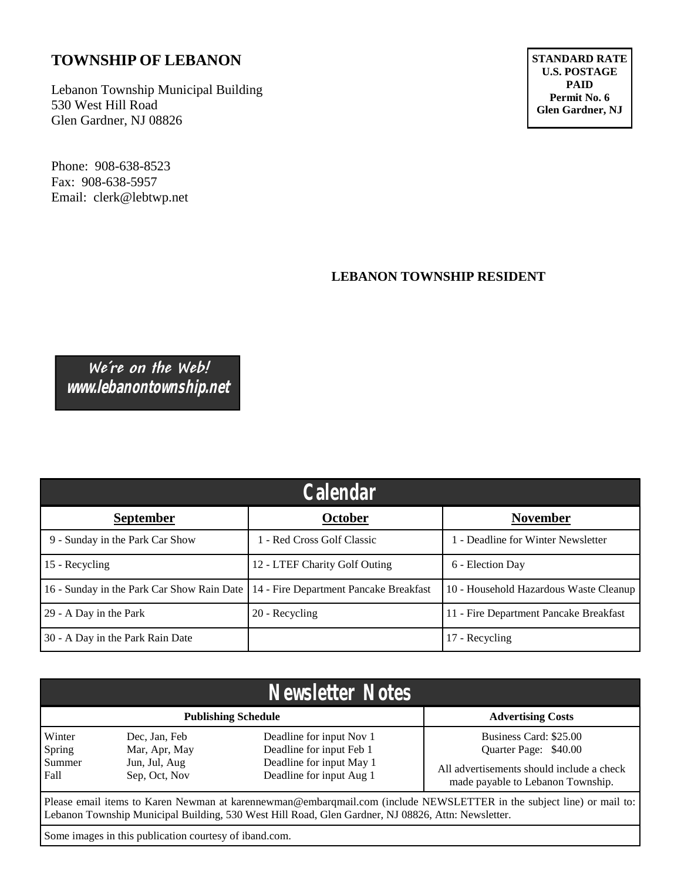**TOWNSHIP OF LEBANON**

Lebanon Township Municipal Building
530 West Hill Road
Glen Gardner, NJ 08826

Phone: 908-638-8523
Fax: 908-638-5957
Email: clerk@lebtwp.net

**STANDARD RATE**
**U.S. POSTAGE**
**PAID**
**Permit No. 6**
**Glen Gardner, NJ**

**LEBANON TOWNSHIP RESIDENT**

**We're on the Web!**
**www.lebanontownship.net**

## Calendar

| September | October | November |
|---|---|---|
| 9 - Sunday in the Park Car Show | 1 - Red Cross Golf Classic | 1 - Deadline for Winter Newsletter |
| 15 - Recycling | 12 - LTEF Charity Golf Outing | 6 - Election Day |
| 16 - Sunday in the Park Car Show Rain Date | 14 - Fire Department Pancake Breakfast | 10 - Household Hazardous Waste Cleanup |
| 29 - A Day in the Park | 20 - Recycling | 11 - Fire Department Pancake Breakfast |
| 30 - A Day in the Park Rain Date | | 17 - Recycling |

## Newsletter Notes

| Publishing Schedule | | | Advertising Costs |
|---|---|---|---|
| Winter | Dec, Jan, Feb | Deadline for input Nov 1 | Business Card: $25.00 |
| Spring | Mar, Apr, May | Deadline for input Feb 1 | Quarter Page: $40.00 |
| Summer | Jun, Jul, Aug | Deadline for input May 1 | All advertisements should include a check made payable to Lebanon Township. |
| Fall | Sep, Oct, Nov | Deadline for input Aug 1 | |

Please email items to Karen Newman at karennewman@embarqmail.com (include NEWSLETTER in the subject line) or mail to: Lebanon Township Municipal Building, 530 West Hill Road, Glen Gardner, NJ 08826, Attn: Newsletter.

Some images in this publication courtesy of iband.com.